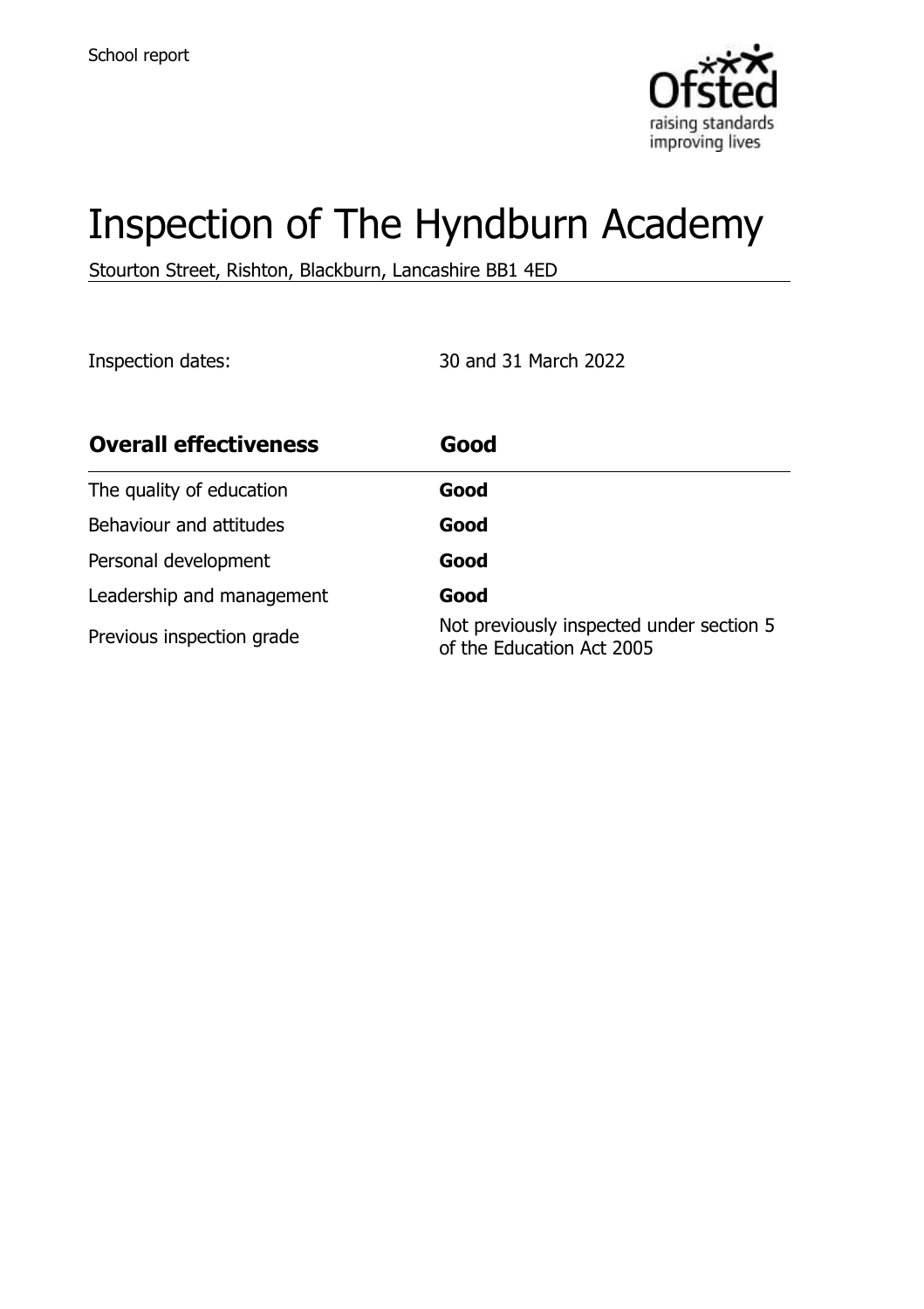School report

# Inspection of The Hyndburn Academy

Stourton Street, Rishton, Blackburn, Lancashire BB1 4ED

Inspection dates: 30 and 31 March 2022

| **Overall effectiveness** | **Good** |
| --- | --- |
| The quality of education | **Good** |
| Behaviour and attitudes | **Good** |
| Personal development | **Good** |
| Leadership and management | **Good** |
| Previous inspection grade | Not previously inspected under section 5 of the Education Act 2005 |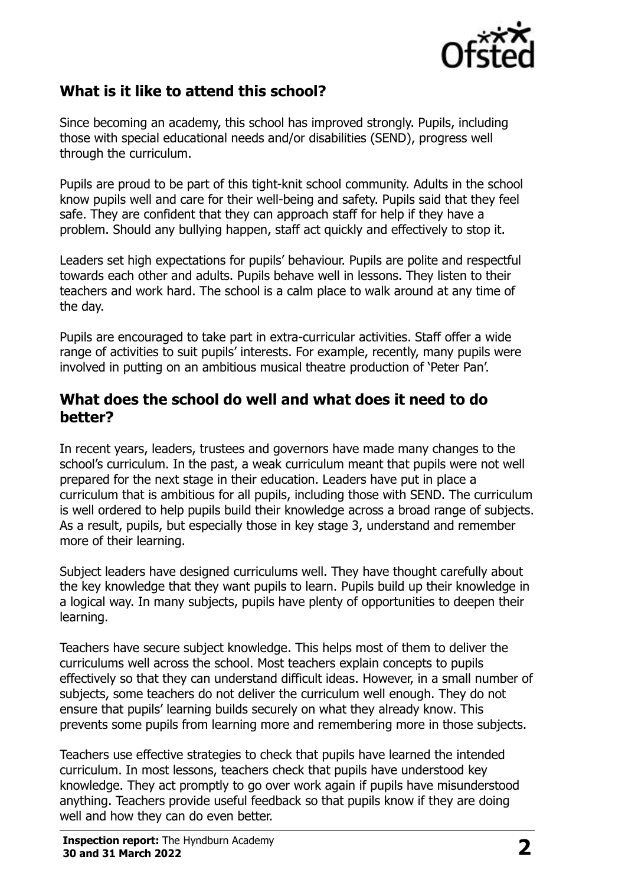## What is it like to attend this school?

Since becoming an academy, this school has improved strongly. Pupils, including those with special educational needs and/or disabilities (SEND), progress well through the curriculum.

Pupils are proud to be part of this tight-knit school community. Adults in the school know pupils well and care for their well-being and safety. Pupils said that they feel safe. They are confident that they can approach staff for help if they have a problem. Should any bullying happen, staff act quickly and effectively to stop it.

Leaders set high expectations for pupils' behaviour. Pupils are polite and respectful towards each other and adults. Pupils behave well in lessons. They listen to their teachers and work hard. The school is a calm place to walk around at any time of the day.

Pupils are encouraged to take part in extra-curricular activities. Staff offer a wide range of activities to suit pupils' interests. For example, recently, many pupils were involved in putting on an ambitious musical theatre production of 'Peter Pan'.

## What does the school do well and what does it need to do better?

In recent years, leaders, trustees and governors have made many changes to the school's curriculum. In the past, a weak curriculum meant that pupils were not well prepared for the next stage in their education. Leaders have put in place a curriculum that is ambitious for all pupils, including those with SEND. The curriculum is well ordered to help pupils build their knowledge across a broad range of subjects. As a result, pupils, but especially those in key stage 3, understand and remember more of their learning.

Subject leaders have designed curriculums well. They have thought carefully about the key knowledge that they want pupils to learn. Pupils build up their knowledge in a logical way. In many subjects, pupils have plenty of opportunities to deepen their learning.

Teachers have secure subject knowledge. This helps most of them to deliver the curriculums well across the school. Most teachers explain concepts to pupils effectively so that they can understand difficult ideas. However, in a small number of subjects, some teachers do not deliver the curriculum well enough. They do not ensure that pupils' learning builds securely on what they already know. This prevents some pupils from learning more and remembering more in those subjects.

Teachers use effective strategies to check that pupils have learned the intended curriculum. In most lessons, teachers check that pupils have understood key knowledge. They act promptly to go over work again if pupils have misunderstood anything. Teachers provide useful feedback so that pupils know if they are doing well and how they can do even better.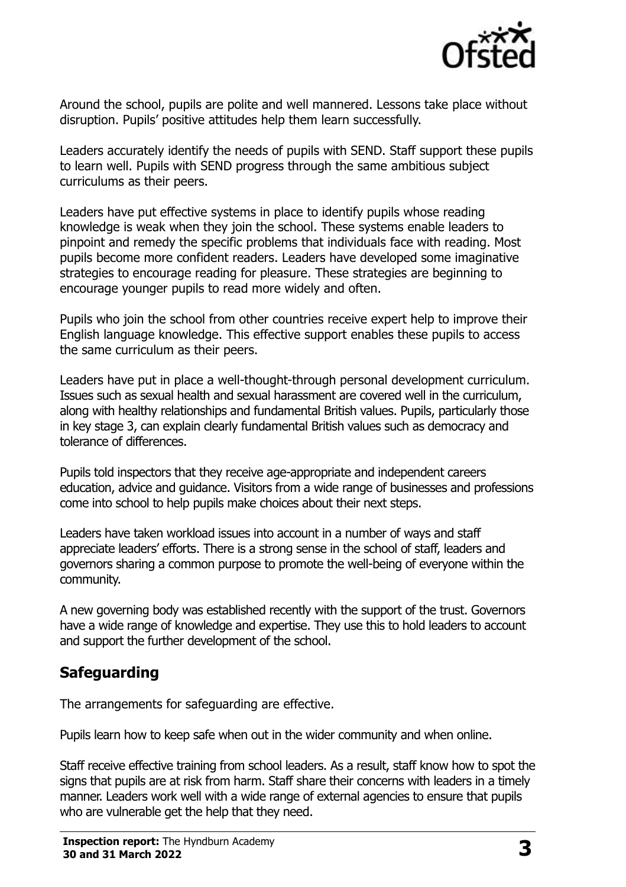Around the school, pupils are polite and well mannered. Lessons take place without disruption. Pupils' positive attitudes help them learn successfully.

Leaders accurately identify the needs of pupils with SEND. Staff support these pupils to learn well. Pupils with SEND progress through the same ambitious subject curriculums as their peers.

Leaders have put effective systems in place to identify pupils whose reading knowledge is weak when they join the school. These systems enable leaders to pinpoint and remedy the specific problems that individuals face with reading. Most pupils become more confident readers. Leaders have developed some imaginative strategies to encourage reading for pleasure. These strategies are beginning to encourage younger pupils to read more widely and often.

Pupils who join the school from other countries receive expert help to improve their English language knowledge. This effective support enables these pupils to access the same curriculum as their peers.

Leaders have put in place a well-thought-through personal development curriculum. Issues such as sexual health and sexual harassment are covered well in the curriculum, along with healthy relationships and fundamental British values. Pupils, particularly those in key stage 3, can explain clearly fundamental British values such as democracy and tolerance of differences.

Pupils told inspectors that they receive age-appropriate and independent careers education, advice and guidance. Visitors from a wide range of businesses and professions come into school to help pupils make choices about their next steps.

Leaders have taken workload issues into account in a number of ways and staff appreciate leaders' efforts. There is a strong sense in the school of staff, leaders and governors sharing a common purpose to promote the well-being of everyone within the community.

A new governing body was established recently with the support of the trust. Governors have a wide range of knowledge and expertise. They use this to hold leaders to account and support the further development of the school.

## Safeguarding

The arrangements for safeguarding are effective.

Pupils learn how to keep safe when out in the wider community and when online.

Staff receive effective training from school leaders. As a result, staff know how to spot the signs that pupils are at risk from harm. Staff share their concerns with leaders in a timely manner. Leaders work well with a wide range of external agencies to ensure that pupils who are vulnerable get the help that they need.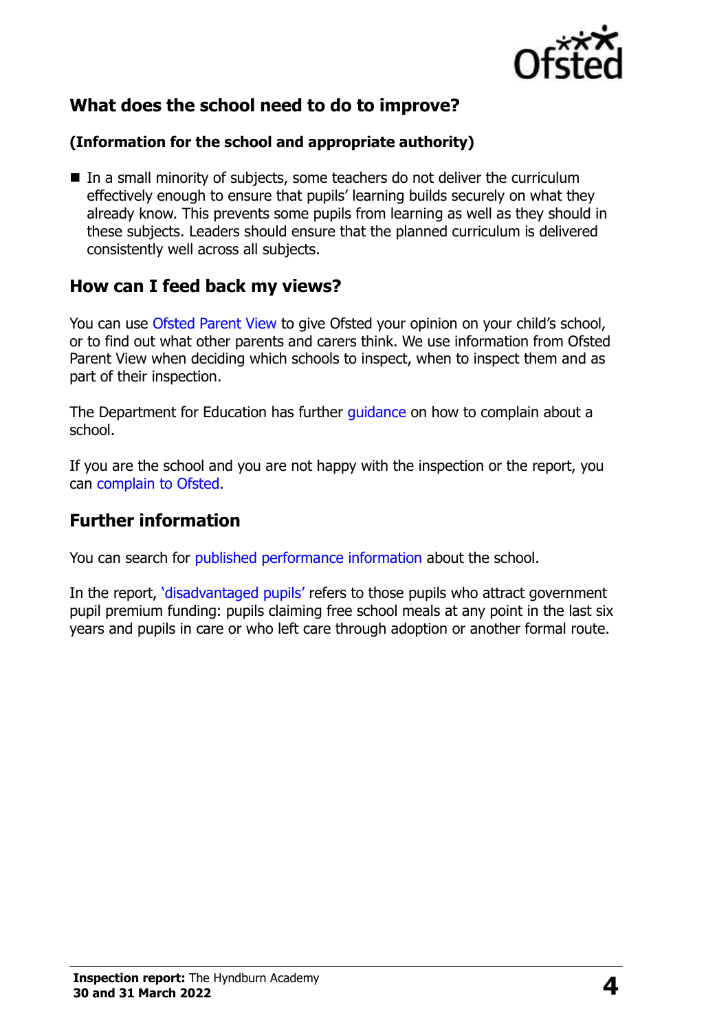## What does the school need to do to improve?

**(Information for the school and appropriate authority)**

- In a small minority of subjects, some teachers do not deliver the curriculum effectively enough to ensure that pupils' learning builds securely on what they already know. This prevents some pupils from learning as well as they should in these subjects. Leaders should ensure that the planned curriculum is delivered consistently well across all subjects.

## How can I feed back my views?

You can use Ofsted Parent View to give Ofsted your opinion on your child's school, or to find out what other parents and carers think. We use information from Ofsted Parent View when deciding which schools to inspect, when to inspect them and as part of their inspection.

The Department for Education has further guidance on how to complain about a school.

If you are the school and you are not happy with the inspection or the report, you can complain to Ofsted.

## Further information

You can search for published performance information about the school.

In the report, 'disadvantaged pupils' refers to those pupils who attract government pupil premium funding: pupils claiming free school meals at any point in the last six years and pupils in care or who left care through adoption or another formal route.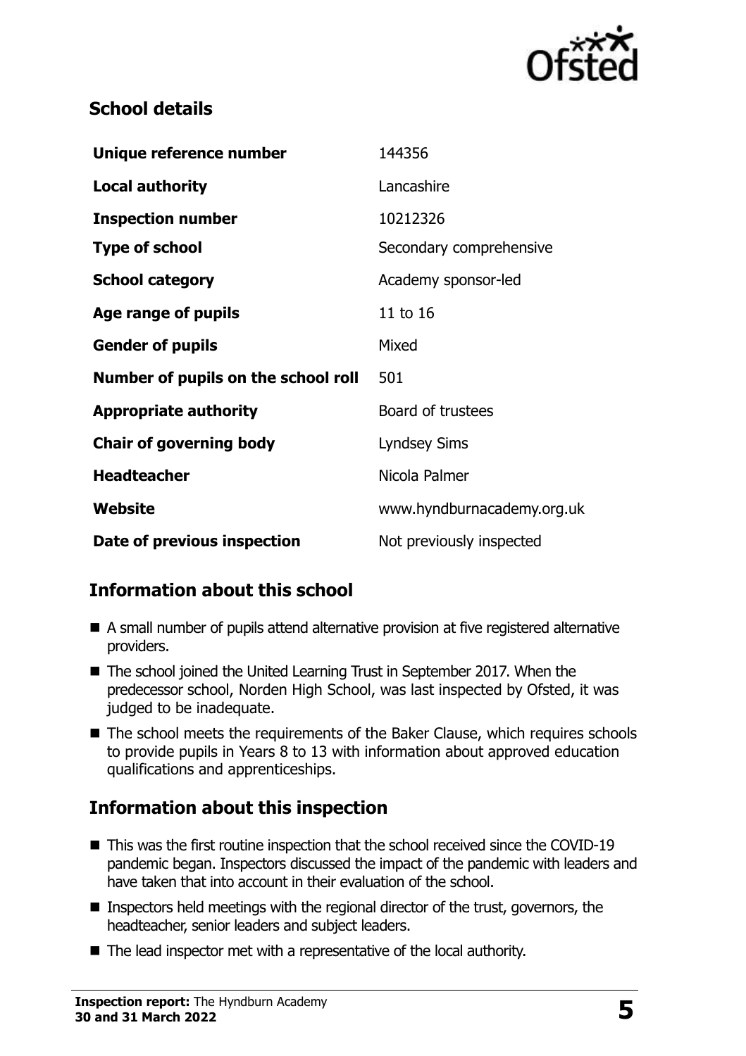## School details

| | |
|---|---|
| **Unique reference number** | 144356 |
| **Local authority** | Lancashire |
| **Inspection number** | 10212326 |
| **Type of school** | Secondary comprehensive |
| **School category** | Academy sponsor-led |
| **Age range of pupils** | 11 to 16 |
| **Gender of pupils** | Mixed |
| **Number of pupils on the school roll** | 501 |
| **Appropriate authority** | Board of trustees |
| **Chair of governing body** | Lyndsey Sims |
| **Headteacher** | Nicola Palmer |
| **Website** | www.hyndburnacademy.org.uk |
| **Date of previous inspection** | Not previously inspected |

## Information about this school

- A small number of pupils attend alternative provision at five registered alternative providers.
- The school joined the United Learning Trust in September 2017. When the predecessor school, Norden High School, was last inspected by Ofsted, it was judged to be inadequate.
- The school meets the requirements of the Baker Clause, which requires schools to provide pupils in Years 8 to 13 with information about approved education qualifications and apprenticeships.

## Information about this inspection

- This was the first routine inspection that the school received since the COVID-19 pandemic began. Inspectors discussed the impact of the pandemic with leaders and have taken that into account in their evaluation of the school.
- Inspectors held meetings with the regional director of the trust, governors, the headteacher, senior leaders and subject leaders.
- The lead inspector met with a representative of the local authority.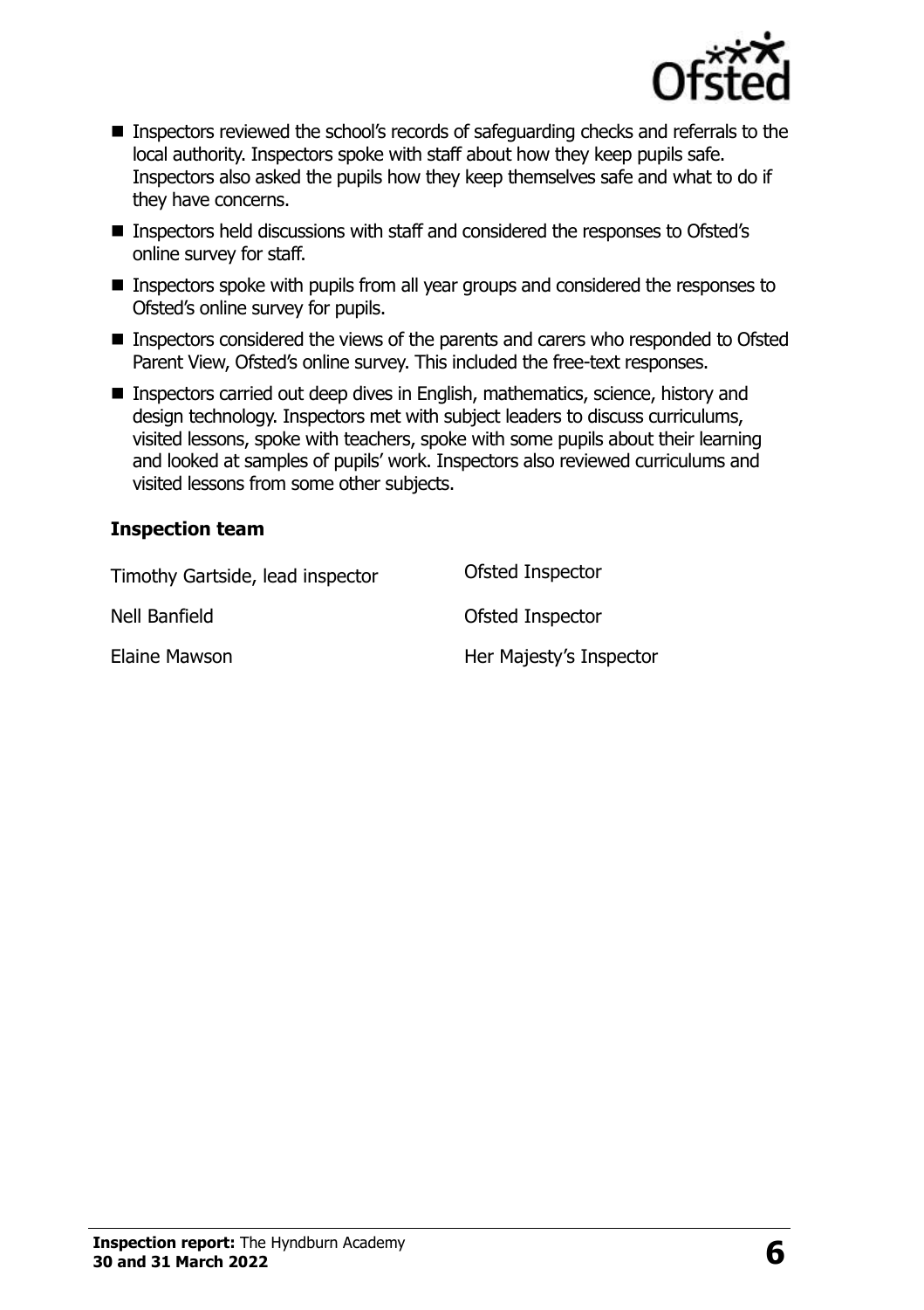- Inspectors reviewed the school's records of safeguarding checks and referrals to the local authority. Inspectors spoke with staff about how they keep pupils safe. Inspectors also asked the pupils how they keep themselves safe and what to do if they have concerns.
- Inspectors held discussions with staff and considered the responses to Ofsted's online survey for staff.
- Inspectors spoke with pupils from all year groups and considered the responses to Ofsted's online survey for pupils.
- Inspectors considered the views of the parents and carers who responded to Ofsted Parent View, Ofsted's online survey. This included the free-text responses.
- Inspectors carried out deep dives in English, mathematics, science, history and design technology. Inspectors met with subject leaders to discuss curriculums, visited lessons, spoke with teachers, spoke with some pupils about their learning and looked at samples of pupils' work. Inspectors also reviewed curriculums and visited lessons from some other subjects.

### Inspection team

| | |
|---|---|
| Timothy Gartside, lead inspector | Ofsted Inspector |
| Nell Banfield | Ofsted Inspector |
| Elaine Mawson | Her Majesty's Inspector |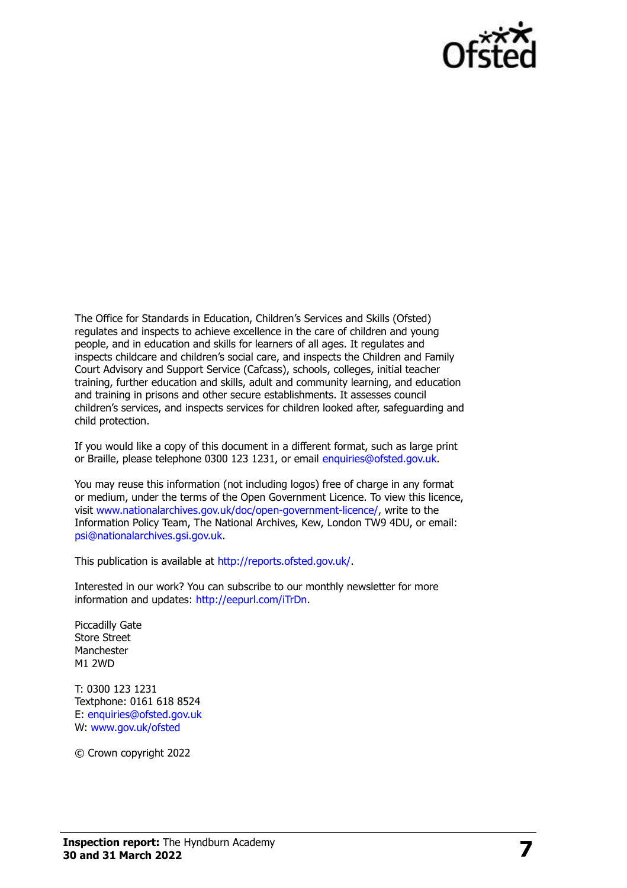The Office for Standards in Education, Children's Services and Skills (Ofsted) regulates and inspects to achieve excellence in the care of children and young people, and in education and skills for learners of all ages. It regulates and inspects childcare and children's social care, and inspects the Children and Family Court Advisory and Support Service (Cafcass), schools, colleges, initial teacher training, further education and skills, adult and community learning, and education and training in prisons and other secure establishments. It assesses council children's services, and inspects services for children looked after, safeguarding and child protection.

If you would like a copy of this document in a different format, such as large print or Braille, please telephone 0300 123 1231, or email enquiries@ofsted.gov.uk.

You may reuse this information (not including logos) free of charge in any format or medium, under the terms of the Open Government Licence. To view this licence, visit www.nationalarchives.gov.uk/doc/open-government-licence/, write to the Information Policy Team, The National Archives, Kew, London TW9 4DU, or email: psi@nationalarchives.gsi.gov.uk.

This publication is available at http://reports.ofsted.gov.uk/.

Interested in our work? You can subscribe to our monthly newsletter for more information and updates: http://eepurl.com/iTrDn.

Piccadilly Gate
Store Street
Manchester
M1 2WD

T: 0300 123 1231
Textphone: 0161 618 8524
E: enquiries@ofsted.gov.uk
W: www.gov.uk/ofsted

© Crown copyright 2022